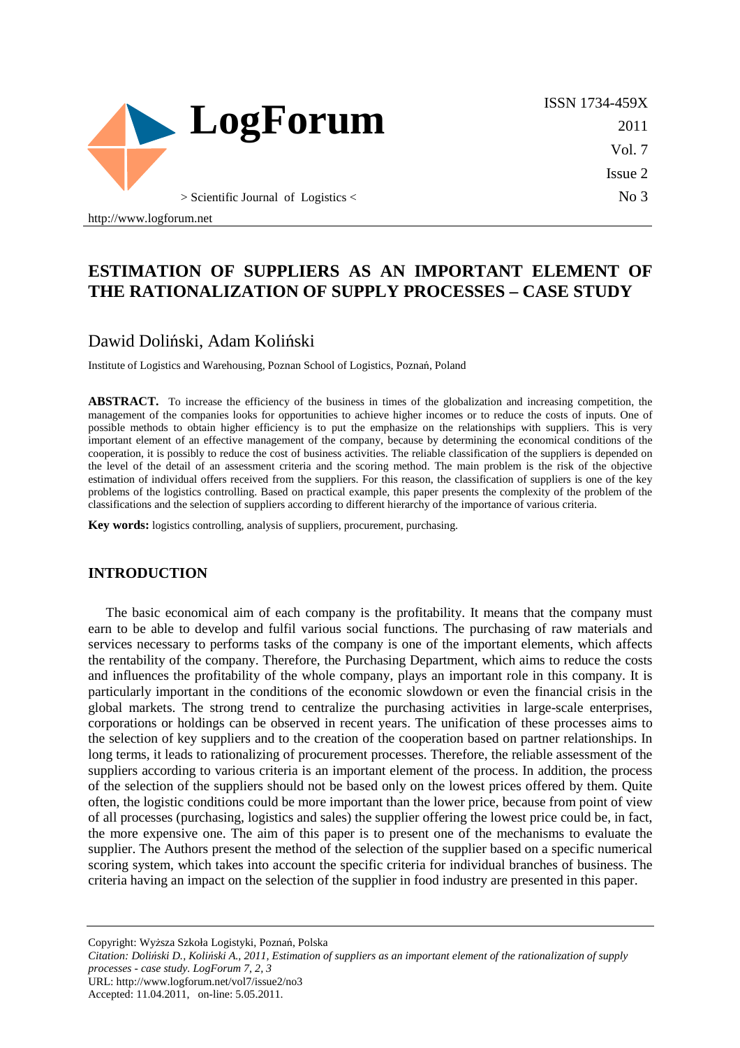# ESTIMATION OF SUPPLIERS AS AN IMPORTANT ELEMENT OF THE RATIONALIZATION OF SUPPLY PROCESSES – CASE STUDY

Dawid Doliński, Adam Koliński

Institute of Logistics and Warehousing, Poznan School of Logistics, Poznań, Poland

**ABSTRACT.** To increase the efficiency of the business in times of the globalization and increasing competition, the management of the companies looks for opportunities to achieve higher incomes or to reduce the costs of inputs. One of possible methods to obtain higher efficiency is to put the emphasize on the relationships with suppliers. This is very important element of an effective management of the company, because by determining the economical conditions of the cooperation, it is possibly to reduce the cost of business activities. The reliable classification of the suppliers is depended on the level of the detail of an assessment criteria and the scoring method. The main problem is the risk of the objective estimation of individual offers received from the suppliers. For this reason, the classification of suppliers is one of the key problems of the logistics controlling. Based on practical example, this paper presents the complexity of the problem of the classifications and the selection of suppliers according to different hierarchy of the importance of various criteria.

**Key words:** logistics controlling, analysis of suppliers, procurement, purchasing.

## INTRODUCTION

The basic economical aim of each company is the profitability. It means that the company must earn to be able to develop and fulfil various social functions. The purchasing of raw materials and services necessary to performs tasks of the company is one of the important elements, which affects the rentability of the company. Therefore, the Purchasing Department, which aims to reduce the costs and influences the profitability of the whole company, plays an important role in this company. It is particularly important in the conditions of the economic slowdown or even the financial crisis in the global markets. The strong trend to centralize the purchasing activities in large-scale enterprises, corporations or holdings can be observed in recent years. The unification of these processes aims to the selection of key suppliers and to the creation of the cooperation based on partner relationships. In long terms, it leads to rationalizing of procurement processes. Therefore, the reliable assessment of the suppliers according to various criteria is an important element of the process. In addition, the process of the selection of the suppliers should not be based only on the lowest prices offered by them. Quite often, the logistic conditions could be more important than the lower price, because from point of view of all processes (purchasing, logistics and sales) the supplier offering the lowest price could be, in fact, the more expensive one. The aim of this paper is to present one of the mechanisms to evaluate the supplier. The Authors present the method of the selection of the supplier based on a specific numerical scoring system, which takes into account the specific criteria for individual branches of business. The criteria having an impact on the selection of the supplier in food industry are presented in this paper.

Copyright: Wyższa Szkoła Logistyki, Poznań, Polska

*Citation: Doliński D., Koliński A., 2011, Estimation of suppliers as an important element of the rationalization of supply processes - case study. LogForum 7, 2, 3*

URL: http://www.logforum.net/vol7/issue2/no3

Accepted: 11.04.2011, on-line: 5.05.2011.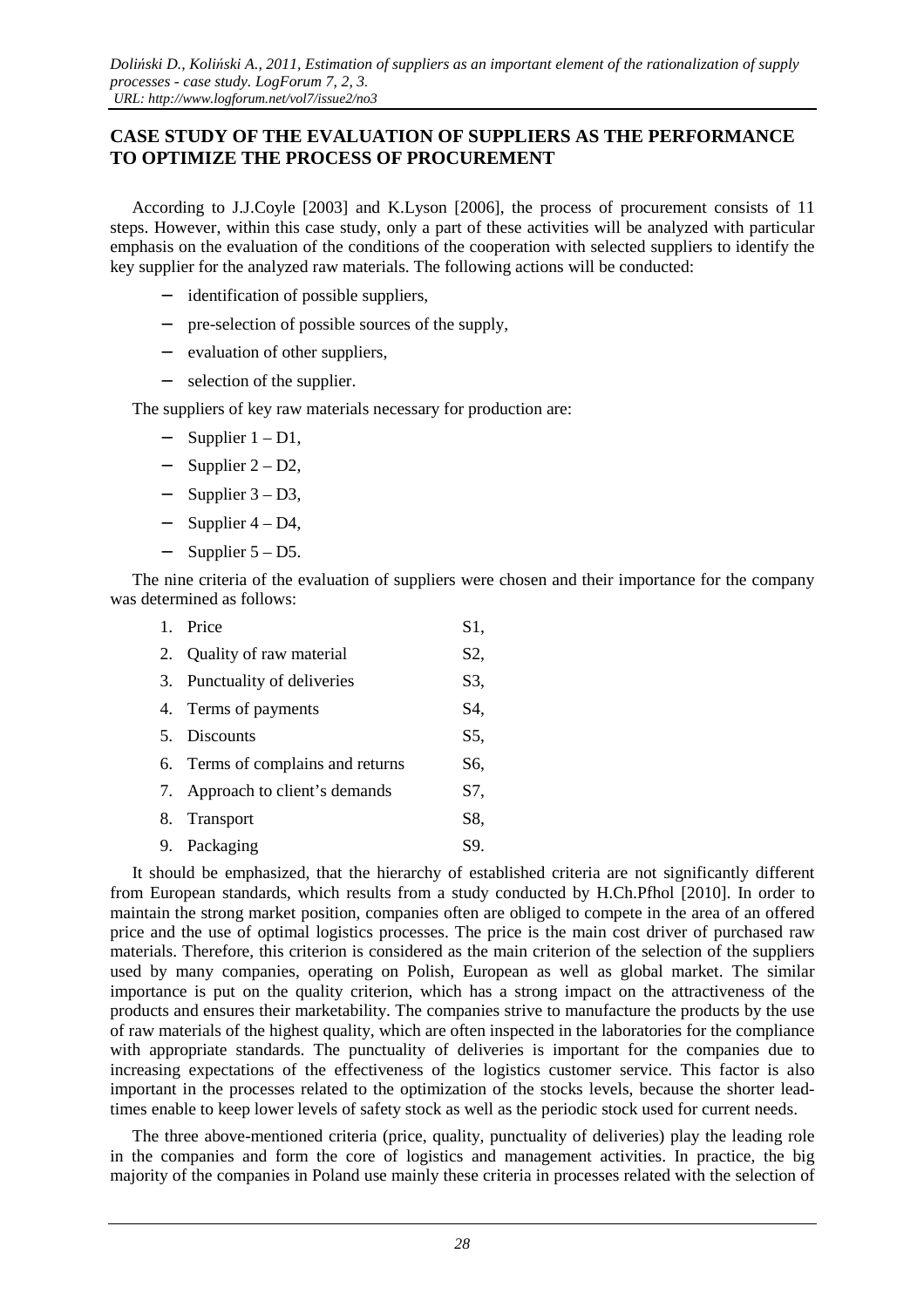## CASE STUDY OF THE EVALUATION OF SUPPLIERS AS THE PERFORMANCE TO OPTIMIZE THE PROCESS OF PROCUREMENT

According to J.J.Coyle [2003] and K.Lyson [2006], the process of procurement consists of 11 steps. However, within this case study, only a part of these activities will be analyzed with particular emphasis on the evaluation of the conditions of the cooperation with selected suppliers to identify the key supplier for the analyzed raw materials. The following actions will be conducted:

- identification of possible suppliers,
- pre-selection of possible sources of the supply,
- evaluation of other suppliers,
- selection of the supplier.

The suppliers of key raw materials necessary for production are:

- Supplier 1 – D1,
- Supplier 2 – D2,
- Supplier 3 – D3,
- Supplier 4 – D4,
- Supplier 5 – D5.

The nine criteria of the evaluation of suppliers were chosen and their importance for the company was determined as follows:

1. Price S1,
2. Quality of raw material S2,
3. Punctuality of deliveries S3,
4. Terms of payments S4,
5. Discounts S5,
6. Terms of complains and returns S6,
7. Approach to client's demands S7,
8. Transport S8,
9. Packaging S9.

It should be emphasized, that the hierarchy of established criteria are not significantly different from European standards, which results from a study conducted by H.Ch.Pfhol [2010]. In order to maintain the strong market position, companies often are obliged to compete in the area of an offered price and the use of optimal logistics processes. The price is the main cost driver of purchased raw materials. Therefore, this criterion is considered as the main criterion of the selection of the suppliers used by many companies, operating on Polish, European as well as global market. The similar importance is put on the quality criterion, which has a strong impact on the attractiveness of the products and ensures their marketability. The companies strive to manufacture the products by the use of raw materials of the highest quality, which are often inspected in the laboratories for the compliance with appropriate standards. The punctuality of deliveries is important for the companies due to increasing expectations of the effectiveness of the logistics customer service. This factor is also important in the processes related to the optimization of the stocks levels, because the shorter lead-times enable to keep lower levels of safety stock as well as the periodic stock used for current needs.

The three above-mentioned criteria (price, quality, punctuality of deliveries) play the leading role in the companies and form the core of logistics and management activities. In practice, the big majority of the companies in Poland use mainly these criteria in processes related with the selection of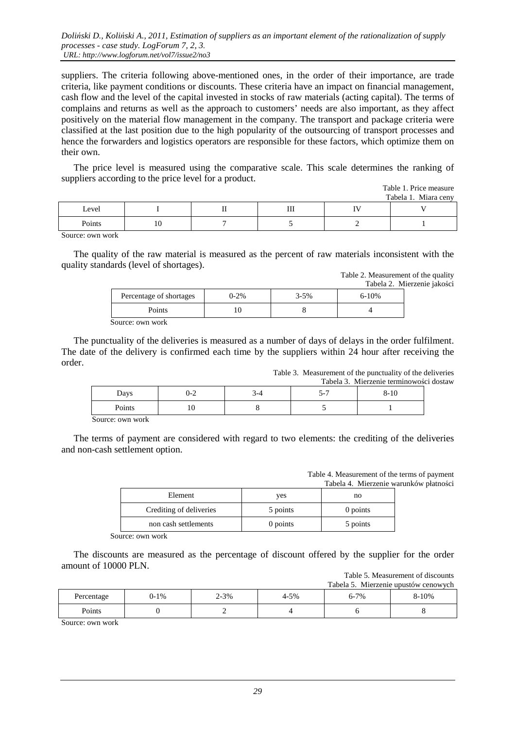suppliers. The criteria following above-mentioned ones, in the order of their importance, are trade criteria, like payment conditions or discounts. These criteria have an impact on financial management, cash flow and the level of the capital invested in stocks of raw materials (acting capital). The terms of complains and returns as well as the approach to customers' needs are also important, as they affect positively on the material flow management in the company. The transport and package criteria were classified at the last position due to the high popularity of the outsourcing of transport processes and hence the forwarders and logistics operators are responsible for these factors, which optimize them on their own.

The price level is measured using the comparative scale. This scale determines the ranking of suppliers according to the price level for a product.

Table 1. Price measure
Tabela 1. Miara ceny

| Level | I | II | III | IV | V |
|---|---|---|---|---|---|
| Points | 10 | 7 | 5 | 2 | 1 |

Source: own work

The quality of the raw material is measured as the percent of raw materials inconsistent with the quality standards (level of shortages).

Table 2. Measurement of the quality
Tabela 2. Mierzenie jakości

| Percentage of shortages | 0-2% | 3-5% | 6-10% |
|---|---|---|---|
| Points | 10 | 8 | 4 |

Source: own work

The punctuality of the deliveries is measured as a number of days of delays in the order fulfilment. The date of the delivery is confirmed each time by the suppliers within 24 hour after receiving the order.

Table 3. Measurement of the punctuality of the deliveries
Tabela 3. Mierzenie terminowości dostaw

| Days | 0-2 | 3-4 | 5-7 | 8-10 |
|---|---|---|---|---|
| Points | 10 | 8 | 5 | 1 |

Source: own work

The terms of payment are considered with regard to two elements: the crediting of the deliveries and non-cash settlement option.

Table 4. Measurement of the terms of payment
Tabela 4. Mierzenie warunków płatności

| Element | yes | no |
|---|---|---|
| Crediting of deliveries | 5 points | 0 points |
| non cash settlements | 0 points | 5 points |

Source: own work

The discounts are measured as the percentage of discount offered by the supplier for the order amount of 10000 PLN.

Table 5. Measurement of discounts
Tabela 5. Mierzenie upustów cenowych

| Percentage | 0-1% | 2-3% | 4-5% | 6-7% | 8-10% |
|---|---|---|---|---|---|
| Points | 0 | 2 | 4 | 6 | 8 |

Source: own work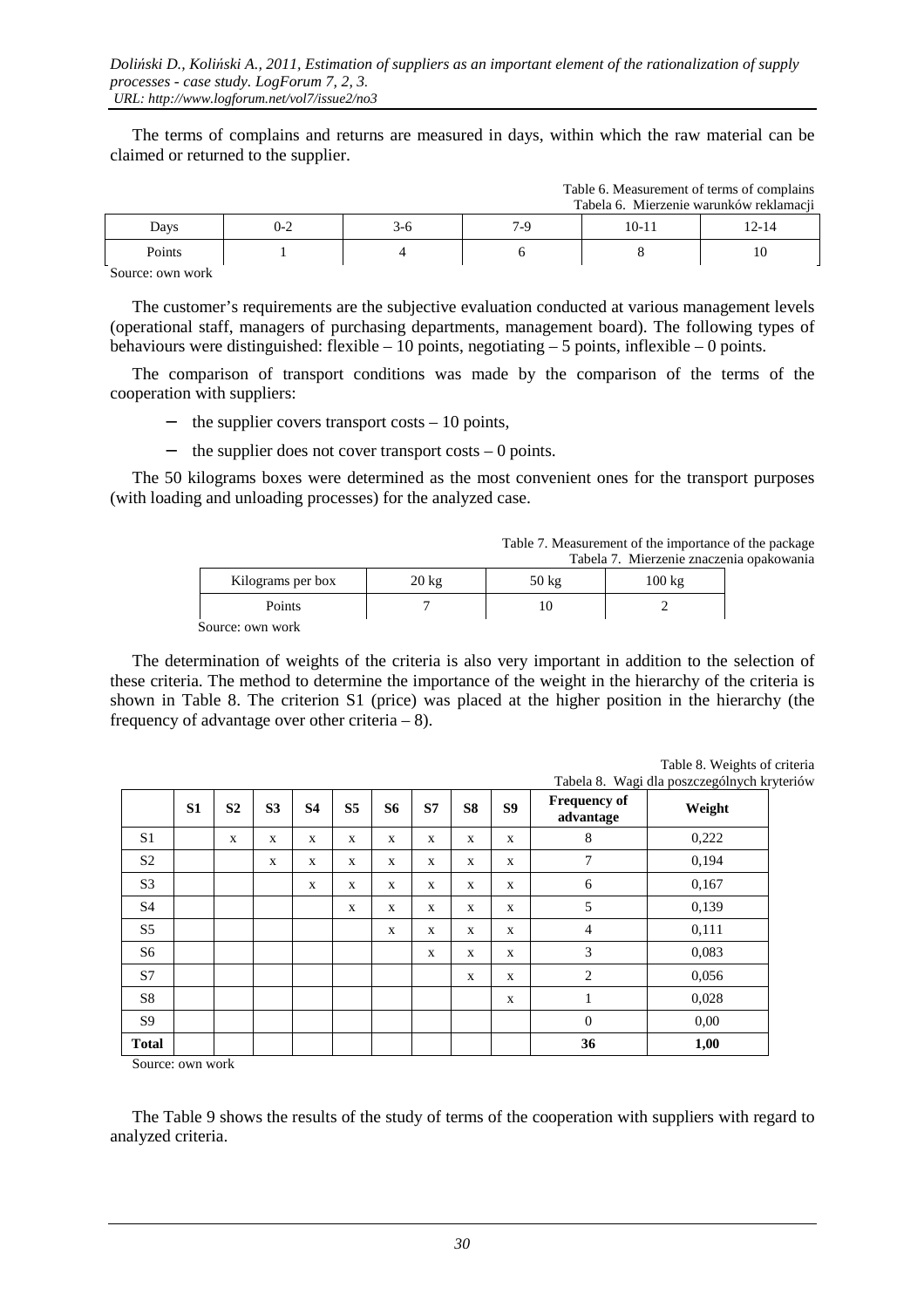The terms of complains and returns are measured in days, within which the raw material can be claimed or returned to the supplier.

Table 6. Measurement of terms of complains
Tabela 6. Mierzenie warunków reklamacji

| Days | 0-2 | 3-6 | 7-9 | 10-11 | 12-14 |
|---|---|---|---|---|---|
| Points | 1 | 4 | 6 | 8 | 10 |

Source: own work

The customer's requirements are the subjective evaluation conducted at various management levels (operational staff, managers of purchasing departments, management board). The following types of behaviours were distinguished: flexible – 10 points, negotiating – 5 points, inflexible – 0 points.

The comparison of transport conditions was made by the comparison of the terms of the cooperation with suppliers:

- the supplier covers transport costs – 10 points,
- the supplier does not cover transport costs – 0 points.

The 50 kilograms boxes were determined as the most convenient ones for the transport purposes (with loading and unloading processes) for the analyzed case.

Table 7. Measurement of the importance of the package
Tabela 7. Mierzenie znaczenia opakowania

| Kilograms per box | 20 kg | 50 kg | 100 kg |
|---|---|---|---|
| Points | 7 | 10 | 2 |

Source: own work

The determination of weights of the criteria is also very important in addition to the selection of these criteria. The method to determine the importance of the weight in the hierarchy of the criteria is shown in Table 8. The criterion S1 (price) was placed at the higher position in the hierarchy (the frequency of advantage over other criteria – 8).

Table 8. Weights of criteria
Tabela 8. Wagi dla poszczególnych kryteriów

| | S1 | S2 | S3 | S4 | S5 | S6 | S7 | S8 | S9 | Frequency of advantage | Weight |
|---|---|---|---|---|---|---|---|---|---|---|---|
| S1 | | x | x | x | x | x | x | x | x | 8 | 0,222 |
| S2 | | | x | x | x | x | x | x | x | 7 | 0,194 |
| S3 | | | | x | x | x | x | x | x | 6 | 0,167 |
| S4 | | | | | x | x | x | x | x | 5 | 0,139 |
| S5 | | | | | | x | x | x | x | 4 | 0,111 |
| S6 | | | | | | | x | x | x | 3 | 0,083 |
| S7 | | | | | | | | x | x | 2 | 0,056 |
| S8 | | | | | | | | | x | 1 | 0,028 |
| S9 | | | | | | | | | | 0 | 0,00 |
| **Total** | | | | | | | | | | **36** | **1,00** |

Source: own work

The Table 9 shows the results of the study of terms of the cooperation with suppliers with regard to analyzed criteria.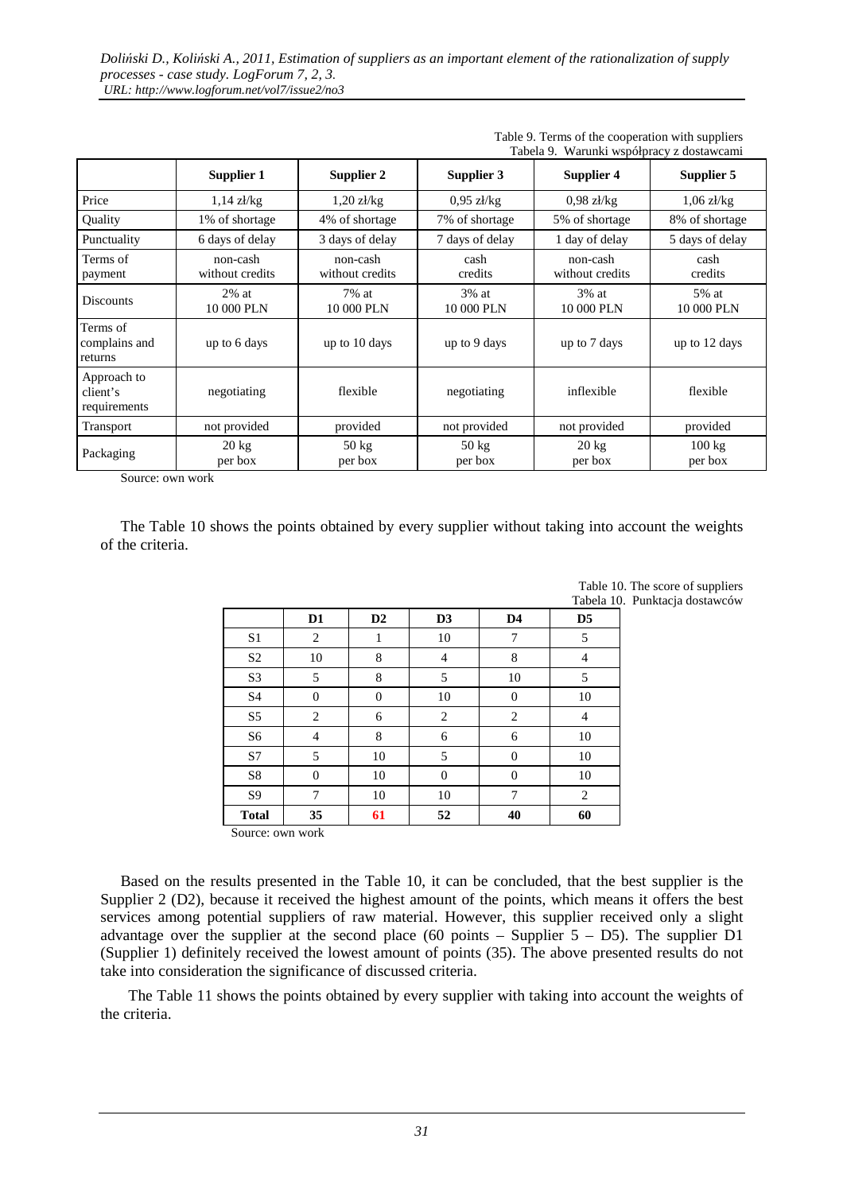Table 9. Terms of the cooperation with suppliers
Tabela 9. Warunki współpracy z dostawcami

| | Supplier 1 | Supplier 2 | Supplier 3 | Supplier 4 | Supplier 5 |
|---|---|---|---|---|---|
| Price | 1,14 zł/kg | 1,20 zł/kg | 0,95 zł/kg | 0,98 zł/kg | 1,06 zł/kg |
| Quality | 1% of shortage | 4% of shortage | 7% of shortage | 5% of shortage | 8% of shortage |
| Punctuality | 6 days of delay | 3 days of delay | 7 days of delay | 1 day of delay | 5 days of delay |
| Terms of payment | non-cash without credits | non-cash without credits | cash credits | non-cash without credits | cash credits |
| Discounts | 2% at 10 000 PLN | 7% at 10 000 PLN | 3% at 10 000 PLN | 3% at 10 000 PLN | 5% at 10 000 PLN |
| Terms of complains and returns | up to 6 days | up to 10 days | up to 9 days | up to 7 days | up to 12 days |
| Approach to client's requirements | negotiating | flexible | negotiating | inflexible | flexible |
| Transport | not provided | provided | not provided | not provided | provided |
| Packaging | 20 kg per box | 50 kg per box | 50 kg per box | 20 kg per box | 100 kg per box |

Source: own work

The Table 10 shows the points obtained by every supplier without taking into account the weights of the criteria.

Table 10. The score of suppliers
Tabela 10. Punktacja dostawców

| | D1 | D2 | D3 | D4 | D5 |
|---|---|---|---|---|---|
| S1 | 2 | 1 | 10 | 7 | 5 |
| S2 | 10 | 8 | 4 | 8 | 4 |
| S3 | 5 | 8 | 5 | 10 | 5 |
| S4 | 0 | 0 | 10 | 0 | 10 |
| S5 | 2 | 6 | 2 | 2 | 4 |
| S6 | 4 | 8 | 6 | 6 | 10 |
| S7 | 5 | 10 | 5 | 0 | 10 |
| S8 | 0 | 10 | 0 | 0 | 10 |
| S9 | 7 | 10 | 10 | 7 | 2 |
| **Total** | **35** | **61** | **52** | **40** | **60** |

Source: own work

Based on the results presented in the Table 10, it can be concluded, that the best supplier is the Supplier 2 (D2), because it received the highest amount of the points, which means it offers the best services among potential suppliers of raw material. However, this supplier received only a slight advantage over the supplier at the second place (60 points – Supplier 5 – D5). The supplier D1 (Supplier 1) definitely received the lowest amount of points (35). The above presented results do not take into consideration the significance of discussed criteria.

The Table 11 shows the points obtained by every supplier with taking into account the weights of the criteria.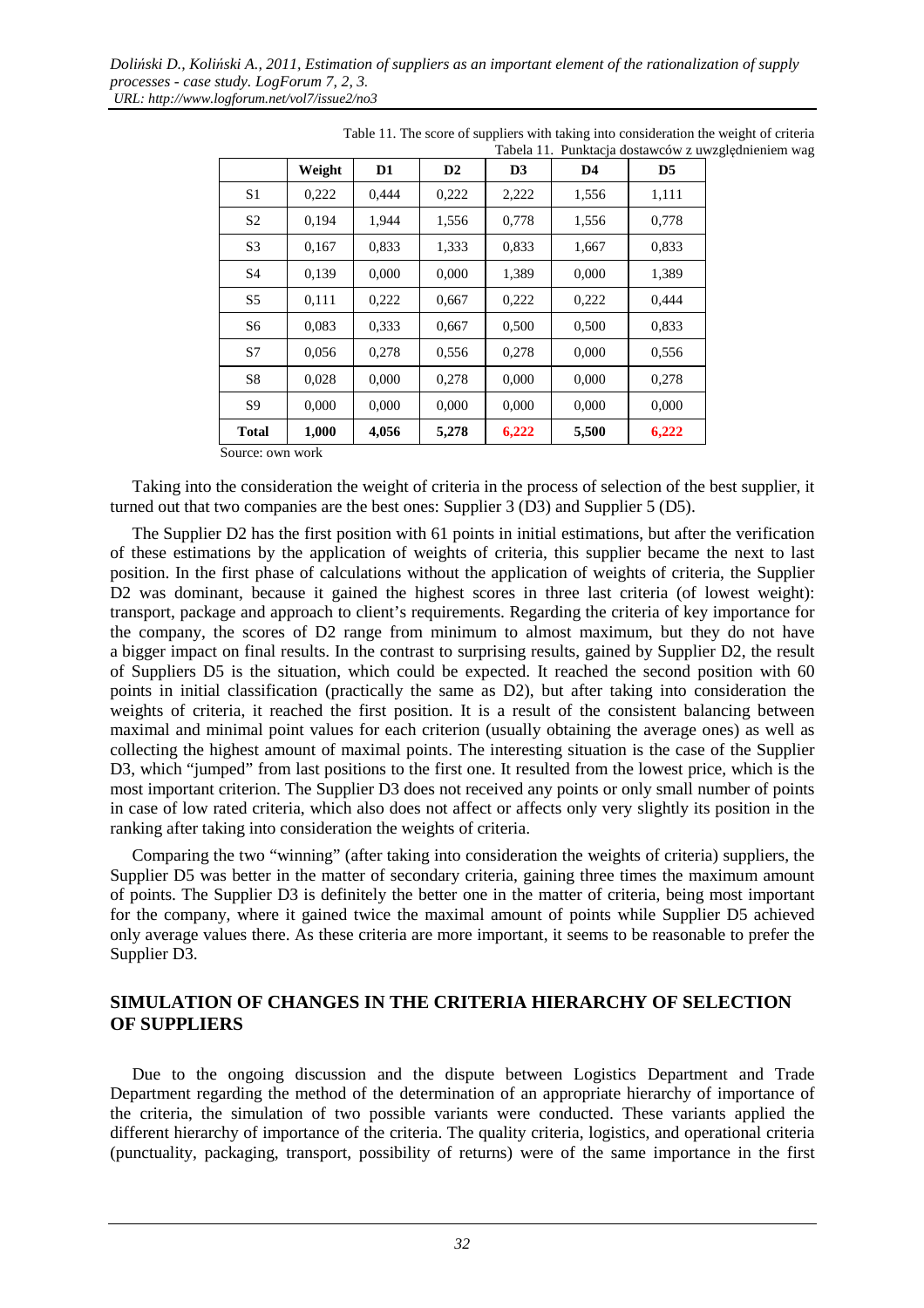Table 11. The score of suppliers with taking into consideration the weight of criteria
Tabela 11. Punktacja dostawców z uwzględnieniem wag

| | Weight | D1 | D2 | D3 | D4 | D5 |
|---|---|---|---|---|---|---|
| S1 | 0,222 | 0,444 | 0,222 | 2,222 | 1,556 | 1,111 |
| S2 | 0,194 | 1,944 | 1,556 | 0,778 | 1,556 | 0,778 |
| S3 | 0,167 | 0,833 | 1,333 | 0,833 | 1,667 | 0,833 |
| S4 | 0,139 | 0,000 | 0,000 | 1,389 | 0,000 | 1,389 |
| S5 | 0,111 | 0,222 | 0,667 | 0,222 | 0,222 | 0,444 |
| S6 | 0,083 | 0,333 | 0,667 | 0,500 | 0,500 | 0,833 |
| S7 | 0,056 | 0,278 | 0,556 | 0,278 | 0,000 | 0,556 |
| S8 | 0,028 | 0,000 | 0,278 | 0,000 | 0,000 | 0,278 |
| S9 | 0,000 | 0,000 | 0,000 | 0,000 | 0,000 | 0,000 |
| **Total** | **1,000** | **4,056** | **5,278** | **6,222** | **5,500** | **6,222** |

Source: own work

Taking into the consideration the weight of criteria in the process of selection of the best supplier, it turned out that two companies are the best ones: Supplier 3 (D3) and Supplier 5 (D5).

The Supplier D2 has the first position with 61 points in initial estimations, but after the verification of these estimations by the application of weights of criteria, this supplier became the next to last position. In the first phase of calculations without the application of weights of criteria, the Supplier D2 was dominant, because it gained the highest scores in three last criteria (of lowest weight): transport, package and approach to client's requirements. Regarding the criteria of key importance for the company, the scores of D2 range from minimum to almost maximum, but they do not have a bigger impact on final results. In the contrast to surprising results, gained by Supplier D2, the result of Suppliers D5 is the situation, which could be expected. It reached the second position with 60 points in initial classification (practically the same as D2), but after taking into consideration the weights of criteria, it reached the first position. It is a result of the consistent balancing between maximal and minimal point values for each criterion (usually obtaining the average ones) as well as collecting the highest amount of maximal points. The interesting situation is the case of the Supplier D3, which "jumped" from last positions to the first one. It resulted from the lowest price, which is the most important criterion. The Supplier D3 does not received any points or only small number of points in case of low rated criteria, which also does not affect or affects only very slightly its position in the ranking after taking into consideration the weights of criteria.

Comparing the two "winning" (after taking into consideration the weights of criteria) suppliers, the Supplier D5 was better in the matter of secondary criteria, gaining three times the maximum amount of points. The Supplier D3 is definitely the better one in the matter of criteria, being most important for the company, where it gained twice the maximal amount of points while Supplier D5 achieved only average values there. As these criteria are more important, it seems to be reasonable to prefer the Supplier D3.

## SIMULATION OF CHANGES IN THE CRITERIA HIERARCHY OF SELECTION OF SUPPLIERS

Due to the ongoing discussion and the dispute between Logistics Department and Trade Department regarding the method of the determination of an appropriate hierarchy of importance of the criteria, the simulation of two possible variants were conducted. These variants applied the different hierarchy of importance of the criteria. The quality criteria, logistics, and operational criteria (punctuality, packaging, transport, possibility of returns) were of the same importance in the first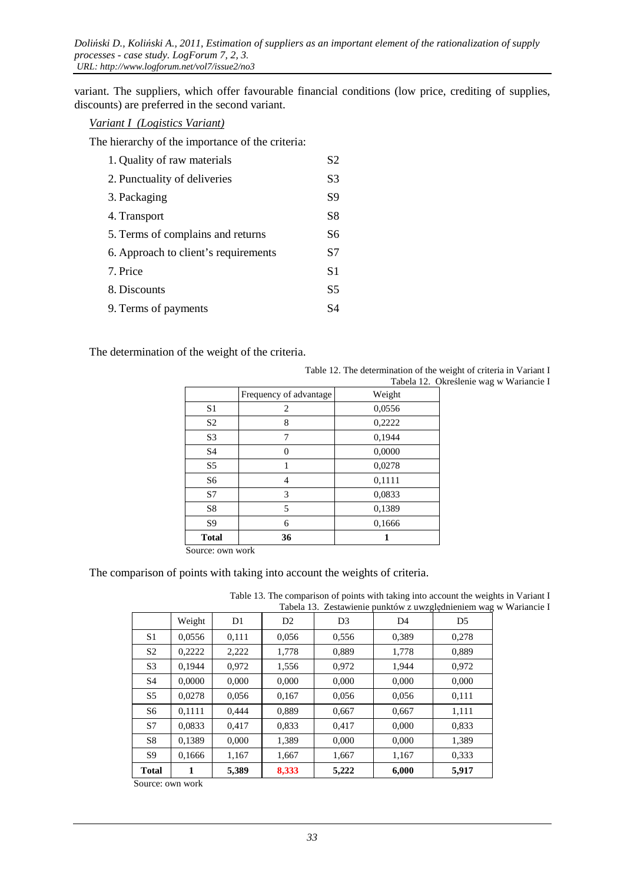variant. The suppliers, which offer favourable financial conditions (low price, crediting of supplies, discounts) are preferred in the second variant.

*Variant I (Logistics Variant)*

The hierarchy of the importance of the criteria:

| | |
|---|---|
| 1. Quality of raw materials | S2 |
| 2. Punctuality of deliveries | S3 |
| 3. Packaging | S9 |
| 4. Transport | S8 |
| 5. Terms of complains and returns | S6 |
| 6. Approach to client's requirements | S7 |
| 7. Price | S1 |
| 8. Discounts | S5 |
| 9. Terms of payments | S4 |

The determination of the weight of the criteria.

Table 12. The determination of the weight of criteria in Variant I
Tabela 12. Określenie wag w Wariancie I

| | Frequency of advantage | Weight |
|---|---|---|
| S1 | 2 | 0,0556 |
| S2 | 8 | 0,2222 |
| S3 | 7 | 0,1944 |
| S4 | 0 | 0,0000 |
| S5 | 1 | 0,0278 |
| S6 | 4 | 0,1111 |
| S7 | 3 | 0,0833 |
| S8 | 5 | 0,1389 |
| S9 | 6 | 0,1666 |
| **Total** | **36** | **1** |

Source: own work

The comparison of points with taking into account the weights of criteria.

Table 13. The comparison of points with taking into account the weights in Variant I
Tabela 13. Zestawienie punktów z uwzględnieniem wag w Wariancie I

| | Weight | D1 | D2 | D3 | D4 | D5 |
|---|---|---|---|---|---|---|
| S1 | 0,0556 | 0,111 | 0,056 | 0,556 | 0,389 | 0,278 |
| S2 | 0,2222 | 2,222 | 1,778 | 0,889 | 1,778 | 0,889 |
| S3 | 0,1944 | 0,972 | 1,556 | 0,972 | 1,944 | 0,972 |
| S4 | 0,0000 | 0,000 | 0,000 | 0,000 | 0,000 | 0,000 |
| S5 | 0,0278 | 0,056 | 0,167 | 0,056 | 0,056 | 0,111 |
| S6 | 0,1111 | 0,444 | 0,889 | 0,667 | 0,667 | 1,111 |
| S7 | 0,0833 | 0,417 | 0,833 | 0,417 | 0,000 | 0,833 |
| S8 | 0,1389 | 0,000 | 1,389 | 0,000 | 0,000 | 1,389 |
| S9 | 0,1666 | 1,167 | 1,667 | 1,667 | 1,167 | 0,333 |
| **Total** | **1** | **5,389** | **8,333** | **5,222** | **6,000** | **5,917** |

Source: own work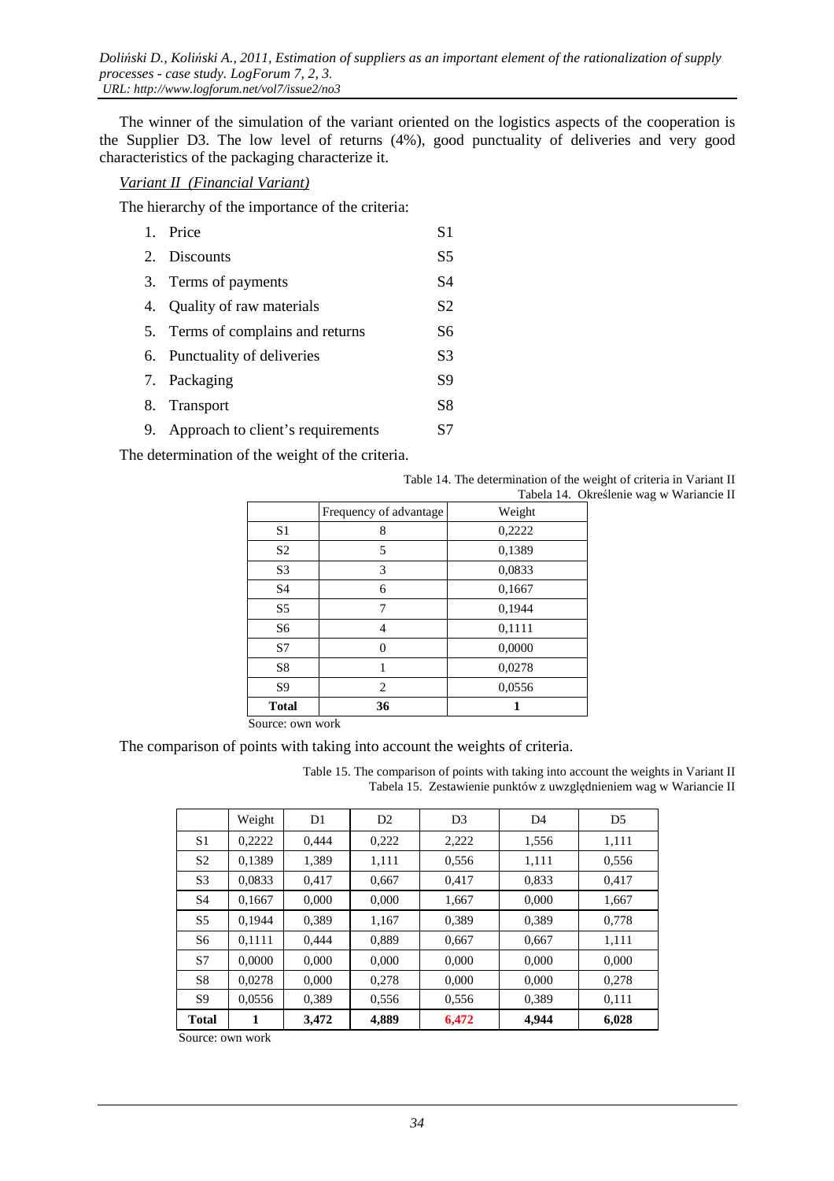The winner of the simulation of the variant oriented on the logistics aspects of the cooperation is the Supplier D3. The low level of returns (4%), good punctuality of deliveries and very good characteristics of the packaging characterize it.

*Variant II (Financial Variant)*

The hierarchy of the importance of the criteria:

1. Price S1
2. Discounts S5
3. Terms of payments S4
4. Quality of raw materials S2
5. Terms of complains and returns S6
6. Punctuality of deliveries S3
7. Packaging S9
8. Transport S8
9. Approach to client's requirements S7

The determination of the weight of the criteria.

Table 14. The determination of the weight of criteria in Variant II
Tabela 14. Określenie wag w Wariancie II

| | Frequency of advantage | Weight |
|---|---|---|
| S1 | 8 | 0,2222 |
| S2 | 5 | 0,1389 |
| S3 | 3 | 0,0833 |
| S4 | 6 | 0,1667 |
| S5 | 7 | 0,1944 |
| S6 | 4 | 0,1111 |
| S7 | 0 | 0,0000 |
| S8 | 1 | 0,0278 |
| S9 | 2 | 0,0556 |
| **Total** | **36** | **1** |

Source: own work

The comparison of points with taking into account the weights of criteria.

Table 15. The comparison of points with taking into account the weights in Variant II
Tabela 15. Zestawienie punktów z uwzględnieniem wag w Wariancie II

| | Weight | D1 | D2 | D3 | D4 | D5 |
|---|---|---|---|---|---|---|
| S1 | 0,2222 | 0,444 | 0,222 | 2,222 | 1,556 | 1,111 |
| S2 | 0,1389 | 1,389 | 1,111 | 0,556 | 1,111 | 0,556 |
| S3 | 0,0833 | 0,417 | 0,667 | 0,417 | 0,833 | 0,417 |
| S4 | 0,1667 | 0,000 | 0,000 | 1,667 | 0,000 | 1,667 |
| S5 | 0,1944 | 0,389 | 1,167 | 0,389 | 0,389 | 0,778 |
| S6 | 0,1111 | 0,444 | 0,889 | 0,667 | 0,667 | 1,111 |
| S7 | 0,0000 | 0,000 | 0,000 | 0,000 | 0,000 | 0,000 |
| S8 | 0,0278 | 0,000 | 0,278 | 0,000 | 0,000 | 0,278 |
| S9 | 0,0556 | 0,389 | 0,556 | 0,556 | 0,389 | 0,111 |
| **Total** | **1** | **3,472** | **4,889** | **6,472** | **4,944** | **6,028** |

Source: own work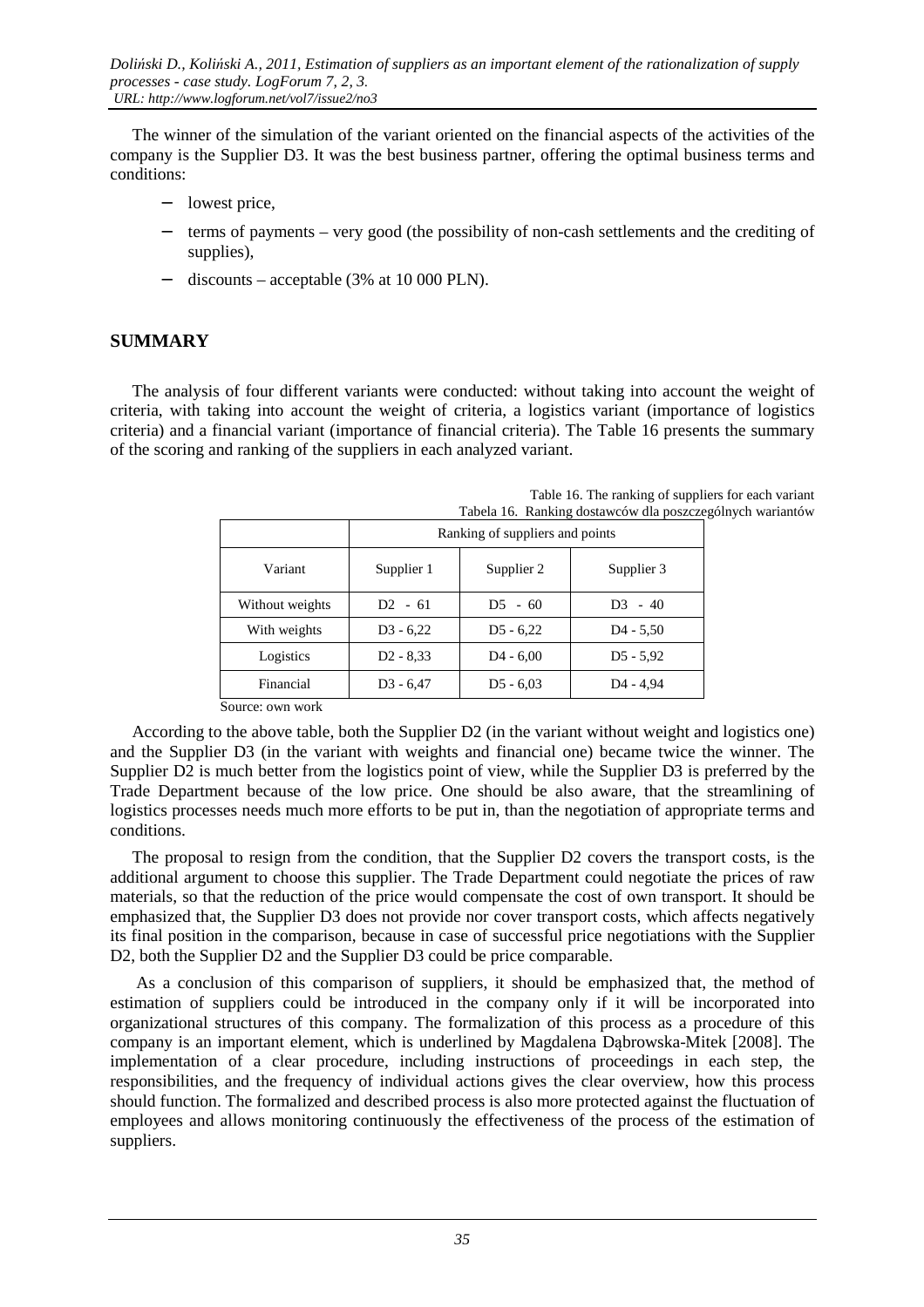The winner of the simulation of the variant oriented on the financial aspects of the activities of the company is the Supplier D3. It was the best business partner, offering the optimal business terms and conditions:

- lowest price,
- terms of payments – very good (the possibility of non-cash settlements and the crediting of supplies),
- discounts – acceptable (3% at 10 000 PLN).

## SUMMARY

The analysis of four different variants were conducted: without taking into account the weight of criteria, with taking into account the weight of criteria, a logistics variant (importance of logistics criteria) and a financial variant (importance of financial criteria). The Table 16 presents the summary of the scoring and ranking of the suppliers in each analyzed variant.

Table 16. The ranking of suppliers for each variant
Tabela 16. Ranking dostawców dla poszczególnych wariantów

| | Ranking of suppliers and points | | |
|---|---|---|---|
| Variant | Supplier 1 | Supplier 2 | Supplier 3 |
| Without weights | D2 - 61 | D5 - 60 | D3 - 40 |
| With weights | D3 - 6,22 | D5 - 6,22 | D4 - 5,50 |
| Logistics | D2 - 8,33 | D4 - 6,00 | D5 - 5,92 |
| Financial | D3 - 6,47 | D5 - 6,03 | D4 - 4,94 |

Source: own work

According to the above table, both the Supplier D2 (in the variant without weight and logistics one) and the Supplier D3 (in the variant with weights and financial one) became twice the winner. The Supplier D2 is much better from the logistics point of view, while the Supplier D3 is preferred by the Trade Department because of the low price. One should be also aware, that the streamlining of logistics processes needs much more efforts to be put in, than the negotiation of appropriate terms and conditions.

The proposal to resign from the condition, that the Supplier D2 covers the transport costs, is the additional argument to choose this supplier. The Trade Department could negotiate the prices of raw materials, so that the reduction of the price would compensate the cost of own transport. It should be emphasized that, the Supplier D3 does not provide nor cover transport costs, which affects negatively its final position in the comparison, because in case of successful price negotiations with the Supplier D2, both the Supplier D2 and the Supplier D3 could be price comparable.

As a conclusion of this comparison of suppliers, it should be emphasized that, the method of estimation of suppliers could be introduced in the company only if it will be incorporated into organizational structures of this company. The formalization of this process as a procedure of this company is an important element, which is underlined by Magdalena Dąbrowska-Mitek [2008]. The implementation of a clear procedure, including instructions of proceedings in each step, the responsibilities, and the frequency of individual actions gives the clear overview, how this process should function. The formalized and described process is also more protected against the fluctuation of employees and allows monitoring continuously the effectiveness of the process of the estimation of suppliers.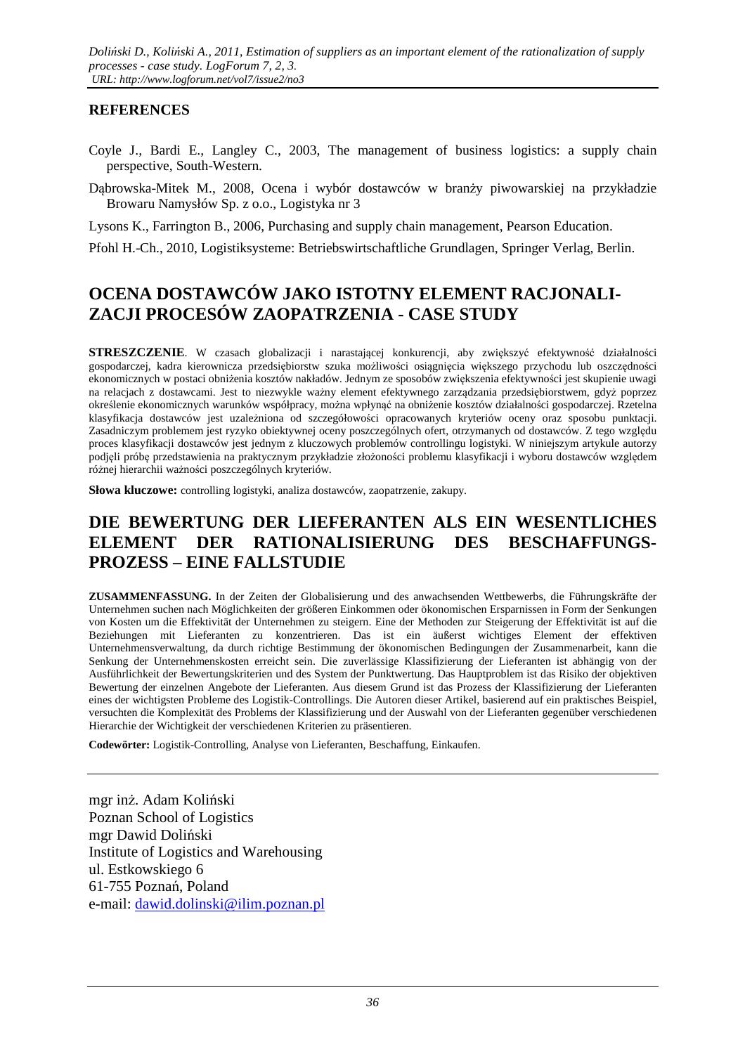## REFERENCES

Coyle J., Bardi E., Langley C., 2003, The management of business logistics: a supply chain perspective, South-Western.

Dąbrowska-Mitek M., 2008, Ocena i wybór dostawców w branży piwowarskiej na przykładzie Browaru Namysłów Sp. z o.o., Logistyka nr 3

Lysons K., Farrington B., 2006, Purchasing and supply chain management, Pearson Education.

Pfohl H.-Ch., 2010, Logistiksysteme: Betriebswirtschaftliche Grundlagen, Springer Verlag, Berlin.

# OCENA DOSTAWCÓW JAKO ISTOTNY ELEMENT RACJONALIZACJI PROCESÓW ZAOPATRZENIA - CASE STUDY

**STRESZCZENIE**. W czasach globalizacji i narastającej konkurencji, aby zwiększyć efektywność działalności gospodarczej, kadra kierownicza przedsiębiorstw szuka możliwości osiągnięcia większego przychodu lub oszczędności ekonomicznych w postaci obniżenia kosztów nakładów. Jednym ze sposobów zwiększenia efektywności jest skupienie uwagi na relacjach z dostawcami. Jest to niezwykle ważny element efektywnego zarządzania przedsiębiorstwem, gdyż poprzez określenie ekonomicznych warunków współpracy, można wpłynąć na obniżenie kosztów działalności gospodarczej. Rzetelna klasyfikacja dostawców jest uzależniona od szczegółowości opracowanych kryteriów oceny oraz sposobu punktacji. Zasadniczym problemem jest ryzyko obiektywnej oceny poszczególnych ofert, otrzymanych od dostawców. Z tego względu proces klasyfikacji dostawców jest jednym z kluczowych problemów controllingu logistyki. W niniejszym artykule autorzy podjęli próbę przedstawienia na praktycznym przykładzie złożoności problemu klasyfikacji i wyboru dostawców względem różnej hierarchii ważności poszczególnych kryteriów.

**Słowa kluczowe:** controlling logistyki, analiza dostawców, zaopatrzenie, zakupy.

# DIE BEWERTUNG DER LIEFERANTEN ALS EIN WESENTLICHES ELEMENT DER RATIONALISIERUNG DES BESCHAFFUNGS-PROZESS – EINE FALLSTUDIE

**ZUSAMMENFASSUNG.** In der Zeiten der Globalisierung und des anwachsenden Wettbewerbs, die Führungskräfte der Unternehmen suchen nach Möglichkeiten der größeren Einkommen oder ökonomischen Ersparnissen in Form der Senkungen von Kosten um die Effektivität der Unternehmen zu steigern. Eine der Methoden zur Steigerung der Effektivität ist auf die Beziehungen mit Lieferanten zu konzentrieren. Das ist ein äußerst wichtiges Element der effektiven Unternehmensverwaltung, da durch richtige Bestimmung der ökonomischen Bedingungen der Zusammenarbeit, kann die Senkung der Unternehmenskosten erreicht sein. Die zuverlässige Klassifizierung der Lieferanten ist abhängig von der Ausführlichkeit der Bewertungskriterien und des System der Punktwertung. Das Hauptproblem ist das Risiko der objektiven Bewertung der einzelnen Angebote der Lieferanten. Aus diesem Grund ist das Prozess der Klassifizierung der Lieferanten eines der wichtigsten Probleme des Logistik-Controllings. Die Autoren dieser Artikel, basierend auf ein praktisches Beispiel, versuchten die Komplexität des Problems der Klassifizierung und der Auswahl von der Lieferanten gegenüber verschiedenen Hierarchie der Wichtigkeit der verschiedenen Kriterien zu präsentieren.

**Codewörter:** Logistik-Controlling, Analyse von Lieferanten, Beschaffung, Einkaufen.

mgr inż. Adam Koliński
Poznan School of Logistics
mgr Dawid Doliński
Institute of Logistics and Warehousing
ul. Estkowskiego 6
61-755 Poznań, Poland
e-mail: dawid.dolinski@ilim.poznan.pl